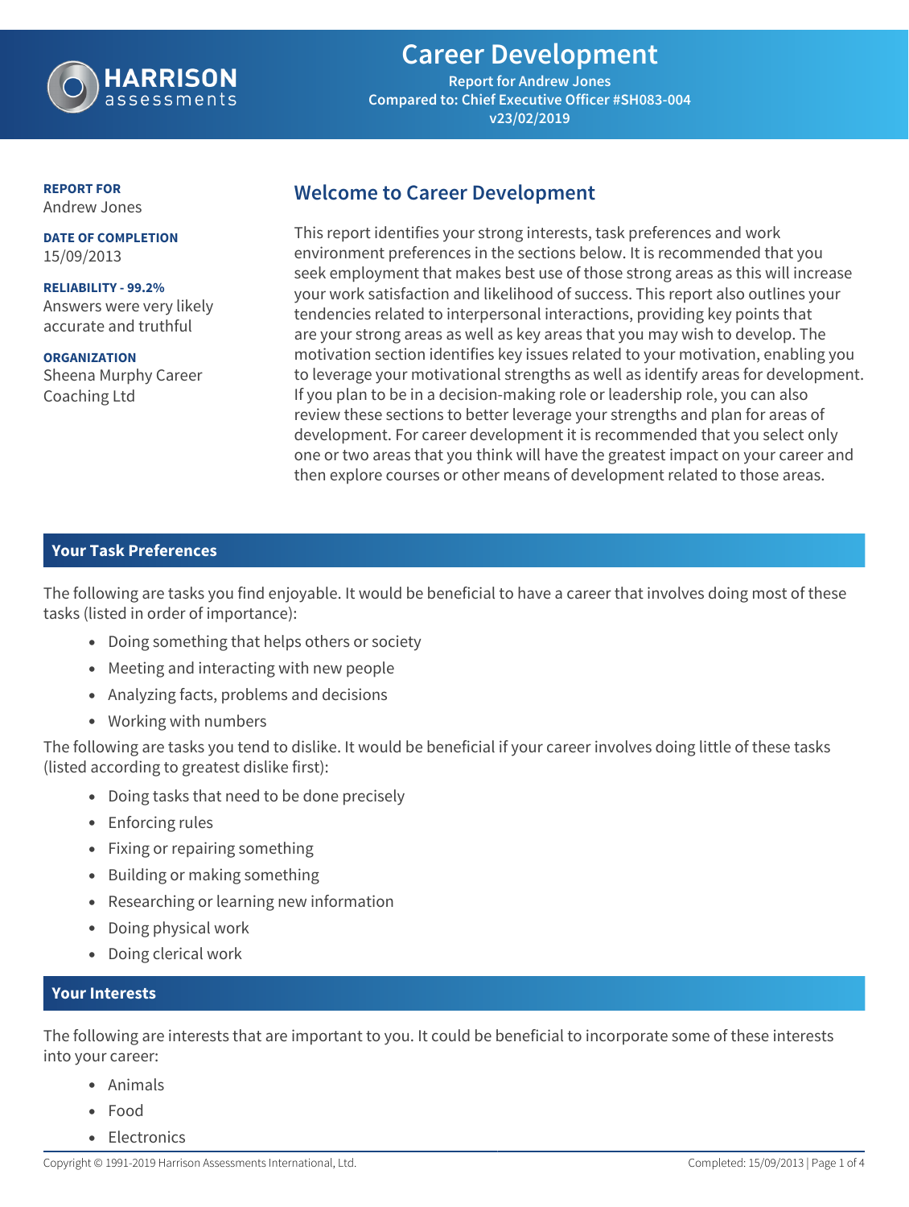# Career Development

**Report for Andrew Jones**
**Compared to: Chief Executive Officer #SH083-004**
**v23/02/2019**

**REPORT FOR**
Andrew Jones

**DATE OF COMPLETION**
15/09/2013

**RELIABILITY - 99.2%**
Answers were very likely accurate and truthful

**ORGANIZATION**
Sheena Murphy Career Coaching Ltd

## Welcome to Career Development

This report identifies your strong interests, task preferences and work environment preferences in the sections below. It is recommended that you seek employment that makes best use of those strong areas as this will increase your work satisfaction and likelihood of success. This report also outlines your tendencies related to interpersonal interactions, providing key points that are your strong areas as well as key areas that you may wish to develop. The motivation section identifies key issues related to your motivation, enabling you to leverage your motivational strengths as well as identify areas for development. If you plan to be in a decision-making role or leadership role, you can also review these sections to better leverage your strengths and plan for areas of development. For career development it is recommended that you select only one or two areas that you think will have the greatest impact on your career and then explore courses or other means of development related to those areas.

## Your Task Preferences

The following are tasks you find enjoyable. It would be beneficial to have a career that involves doing most of these tasks (listed in order of importance):

- Doing something that helps others or society
- Meeting and interacting with new people
- Analyzing facts, problems and decisions
- Working with numbers

The following are tasks you tend to dislike. It would be beneficial if your career involves doing little of these tasks (listed according to greatest dislike first):

- Doing tasks that need to be done precisely
- Enforcing rules
- Fixing or repairing something
- Building or making something
- Researching or learning new information
- Doing physical work
- Doing clerical work

## Your Interests

The following are interests that are important to you. It could be beneficial to incorporate some of these interests into your career:

- Animals
- Food
- Electronics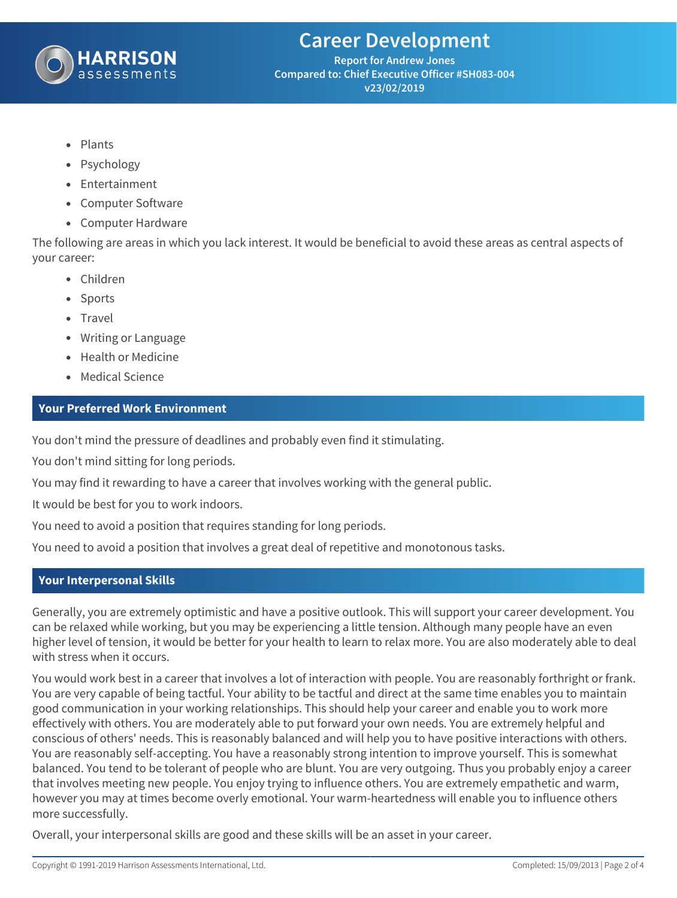- Plants
- Psychology
- Entertainment
- Computer Software
- Computer Hardware

The following are areas in which you lack interest. It would be beneficial to avoid these areas as central aspects of your career:

- Children
- Sports
- Travel
- Writing or Language
- Health or Medicine
- Medical Science

## Your Preferred Work Environment

You don't mind the pressure of deadlines and probably even find it stimulating.

You don't mind sitting for long periods.

You may find it rewarding to have a career that involves working with the general public.

It would be best for you to work indoors.

You need to avoid a position that requires standing for long periods.

You need to avoid a position that involves a great deal of repetitive and monotonous tasks.

## Your Interpersonal Skills

Generally, you are extremely optimistic and have a positive outlook. This will support your career development. You can be relaxed while working, but you may be experiencing a little tension. Although many people have an even higher level of tension, it would be better for your health to learn to relax more. You are also moderately able to deal with stress when it occurs.

You would work best in a career that involves a lot of interaction with people. You are reasonably forthright or frank. You are very capable of being tactful. Your ability to be tactful and direct at the same time enables you to maintain good communication in your working relationships. This should help your career and enable you to work more effectively with others. You are moderately able to put forward your own needs. You are extremely helpful and conscious of others' needs. This is reasonably balanced and will help you to have positive interactions with others. You are reasonably self-accepting. You have a reasonably strong intention to improve yourself. This is somewhat balanced. You tend to be tolerant of people who are blunt. You are very outgoing. Thus you probably enjoy a career that involves meeting new people. You enjoy trying to influence others. You are extremely empathetic and warm, however you may at times become overly emotional. Your warm-heartedness will enable you to influence others more successfully.

Overall, your interpersonal skills are good and these skills will be an asset in your career.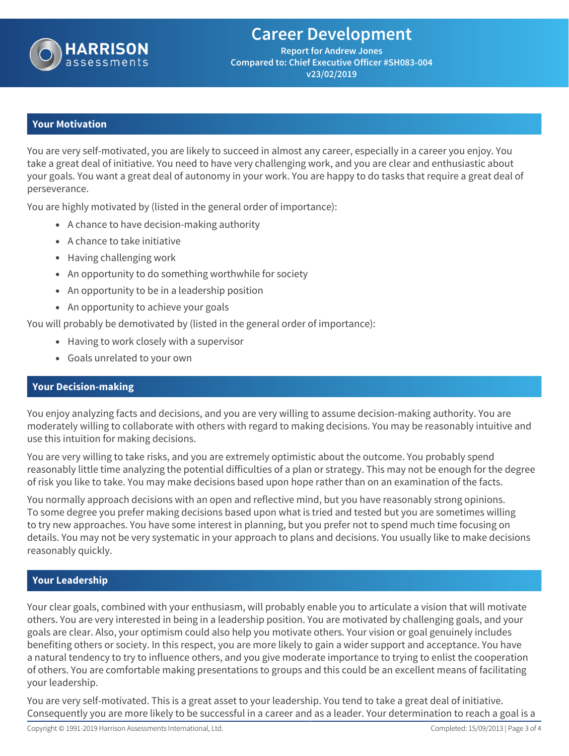## Your Motivation

You are very self-motivated, you are likely to succeed in almost any career, especially in a career you enjoy. You take a great deal of initiative. You need to have very challenging work, and you are clear and enthusiastic about your goals. You want a great deal of autonomy in your work. You are happy to do tasks that require a great deal of perseverance.

You are highly motivated by (listed in the general order of importance):

- A chance to have decision-making authority
- A chance to take initiative
- Having challenging work
- An opportunity to do something worthwhile for society
- An opportunity to be in a leadership position
- An opportunity to achieve your goals

You will probably be demotivated by (listed in the general order of importance):

- Having to work closely with a supervisor
- Goals unrelated to your own

## Your Decision-making

You enjoy analyzing facts and decisions, and you are very willing to assume decision-making authority. You are moderately willing to collaborate with others with regard to making decisions. You may be reasonably intuitive and use this intuition for making decisions.

You are very willing to take risks, and you are extremely optimistic about the outcome. You probably spend reasonably little time analyzing the potential difficulties of a plan or strategy. This may not be enough for the degree of risk you like to take. You may make decisions based upon hope rather than on an examination of the facts.

You normally approach decisions with an open and reflective mind, but you have reasonably strong opinions. To some degree you prefer making decisions based upon what is tried and tested but you are sometimes willing to try new approaches. You have some interest in planning, but you prefer not to spend much time focusing on details. You may not be very systematic in your approach to plans and decisions. You usually like to make decisions reasonably quickly.

## Your Leadership

Your clear goals, combined with your enthusiasm, will probably enable you to articulate a vision that will motivate others. You are very interested in being in a leadership position. You are motivated by challenging goals, and your goals are clear. Also, your optimism could also help you motivate others. Your vision or goal genuinely includes benefiting others or society. In this respect, you are more likely to gain a wider support and acceptance. You have a natural tendency to try to influence others, and you give moderate importance to trying to enlist the cooperation of others. You are comfortable making presentations to groups and this could be an excellent means of facilitating your leadership.

You are very self-motivated. This is a great asset to your leadership. You tend to take a great deal of initiative. Consequently you are more likely to be successful in a career and as a leader. Your determination to reach a goal is a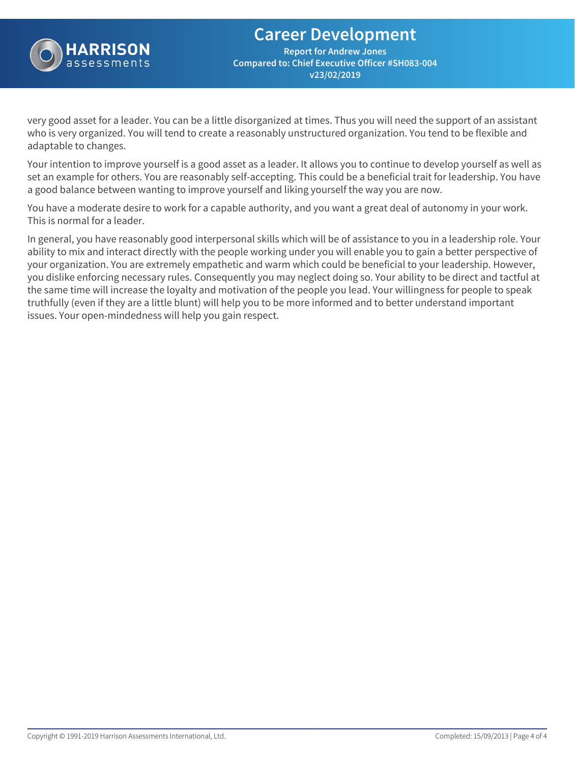very good asset for a leader. You can be a little disorganized at times. Thus you will need the support of an assistant who is very organized. You will tend to create a reasonably unstructured organization. You tend to be flexible and adaptable to changes.

Your intention to improve yourself is a good asset as a leader. It allows you to continue to develop yourself as well as set an example for others. You are reasonably self-accepting. This could be a beneficial trait for leadership. You have a good balance between wanting to improve yourself and liking yourself the way you are now.

You have a moderate desire to work for a capable authority, and you want a great deal of autonomy in your work. This is normal for a leader.

In general, you have reasonably good interpersonal skills which will be of assistance to you in a leadership role. Your ability to mix and interact directly with the people working under you will enable you to gain a better perspective of your organization. You are extremely empathetic and warm which could be beneficial to your leadership. However, you dislike enforcing necessary rules. Consequently you may neglect doing so. Your ability to be direct and tactful at the same time will increase the loyalty and motivation of the people you lead. Your willingness for people to speak truthfully (even if they are a little blunt) will help you to be more informed and to better understand important issues. Your open-mindedness will help you gain respect.